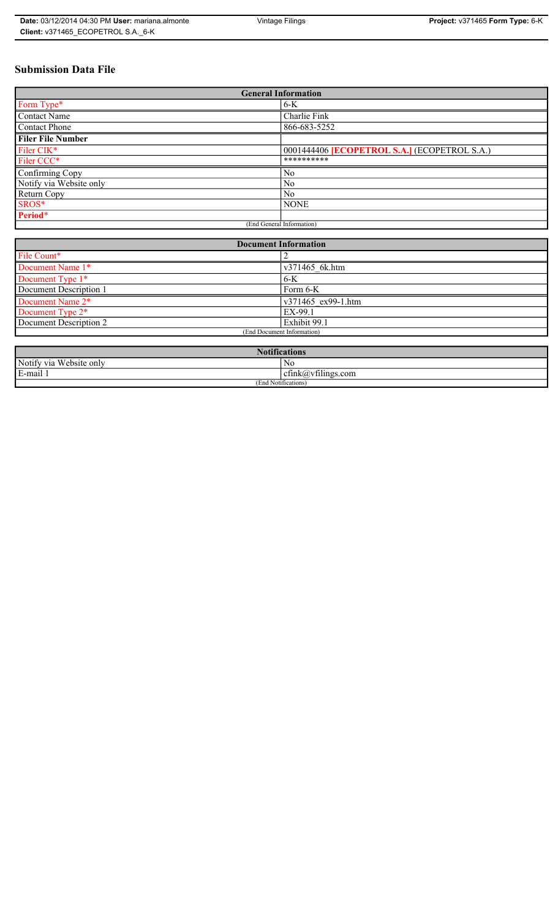# Submission Data File

| General Information | |
|---|---|
| Form Type* | 6-K |
| Contact Name | Charlie Fink |
| Contact Phone | 866-683-5252 |
| **Filer File Number** | |
| Filer CIK* | 0001444406 **[ECOPETROL S.A.]** (ECOPETROL S.A.) |
| Filer CCC* | ********** |
| Confirming Copy | No |
| Notify via Website only | No |
| Return Copy | No |
| SROS* | NONE |
| **Period*** | |
| (End General Information) | |

| Document Information | |
|---|---|
| File Count* | 2 |
| Document Name 1* | v371465_6k.htm |
| Document Type 1* | 6-K |
| Document Description 1 | Form 6-K |
| Document Name 2* | v371465_ex99-1.htm |
| Document Type 2* | EX-99.1 |
| Document Description 2 | Exhibit 99.1 |
| (End Document Information) | |

| Notifications | |
|---|---|
| Notify via Website only | No |
| E-mail 1 | cfink@vfilings.com |
| (End Notifications) | |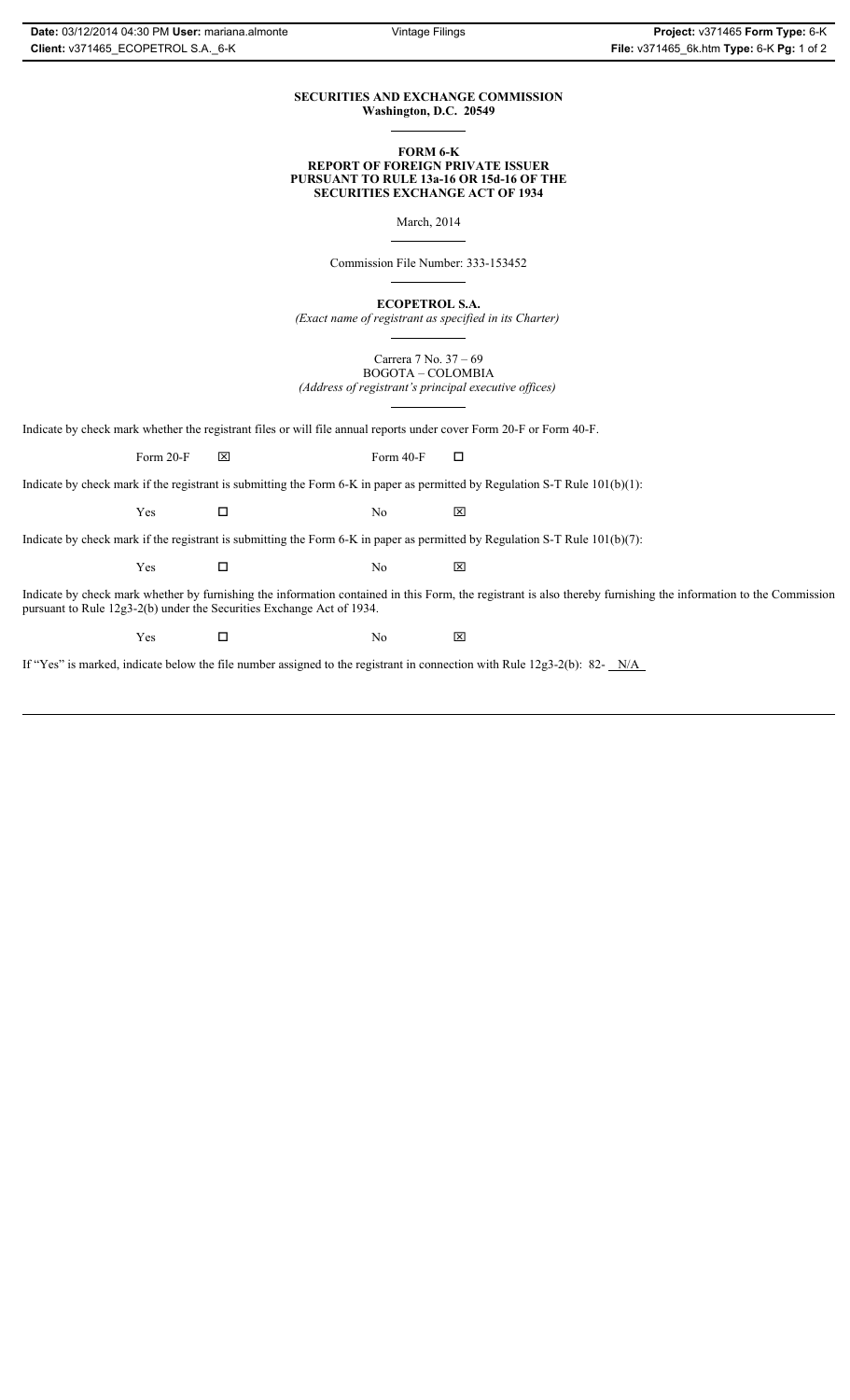**SECURITIES AND EXCHANGE COMMISSION**
**Washington, D.C. 20549**

**FORM 6-K**
**REPORT OF FOREIGN PRIVATE ISSUER**
**PURSUANT TO RULE 13a-16 OR 15d-16 OF THE**
**SECURITIES EXCHANGE ACT OF 1934**

March, 2014

Commission File Number: 333-153452

**ECOPETROL S.A.**
*(Exact name of registrant as specified in its Charter)*

Carrera 7 No. 37 – 69
BOGOTA – COLOMBIA
*(Address of registrant's principal executive offices)*

Indicate by check mark whether the registrant files or will file annual reports under cover Form 20-F or Form 40-F.

Form 20-F ☒ Form 40-F ☐

Indicate by check mark if the registrant is submitting the Form 6-K in paper as permitted by Regulation S-T Rule 101(b)(1):

Yes ☐ No ☒

Indicate by check mark if the registrant is submitting the Form 6-K in paper as permitted by Regulation S-T Rule 101(b)(7):

Yes ☐ No ☒

Indicate by check mark whether by furnishing the information contained in this Form, the registrant is also thereby furnishing the information to the Commission pursuant to Rule 12g3-2(b) under the Securities Exchange Act of 1934.

Yes ☐ No ☒

If "Yes" is marked, indicate below the file number assigned to the registrant in connection with Rule 12g3-2(b): 82- N/A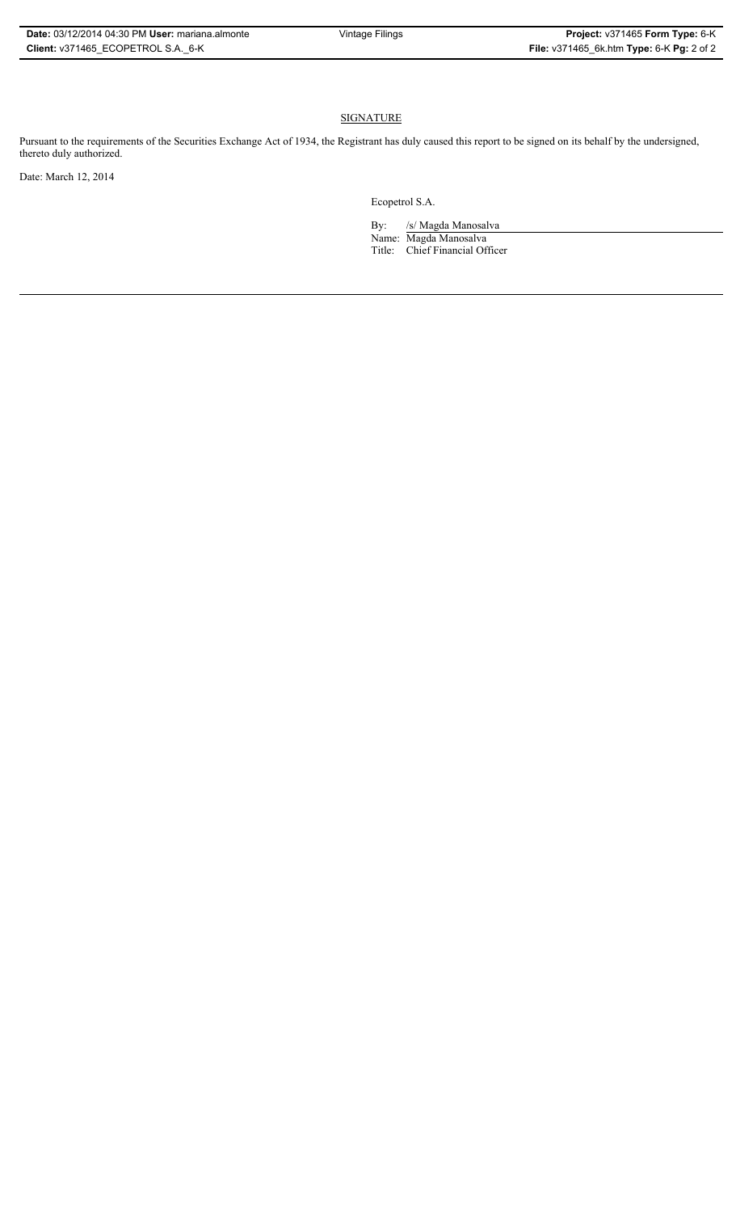## SIGNATURE

Pursuant to the requirements of the Securities Exchange Act of 1934, the Registrant has duly caused this report to be signed on its behalf by the undersigned, thereto duly authorized.

Date: March 12, 2014

Ecopetrol S.A.

By: /s/ Magda Manosalva

Name: Magda Manosalva

Title: Chief Financial Officer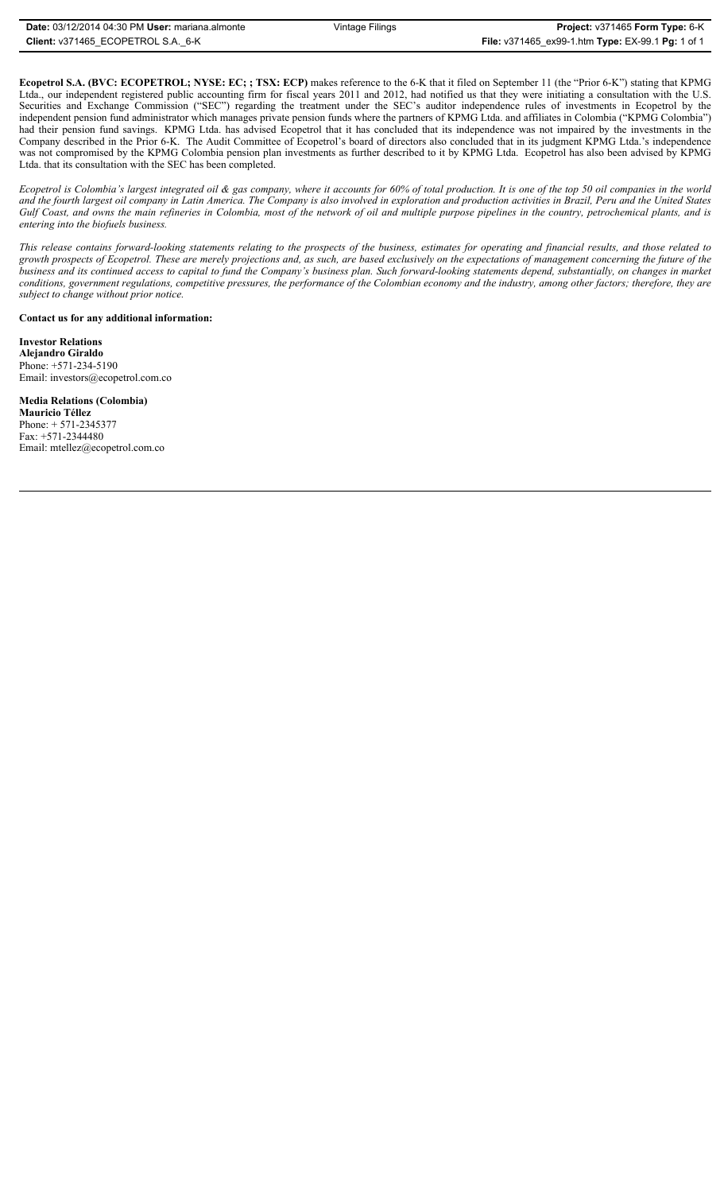**Ecopetrol S.A. (BVC: ECOPETROL; NYSE: EC; ; TSX: ECP)** makes reference to the 6-K that it filed on September 11 (the "Prior 6-K") stating that KPMG Ltda., our independent registered public accounting firm for fiscal years 2011 and 2012, had notified us that they were initiating a consultation with the U.S. Securities and Exchange Commission ("SEC") regarding the treatment under the SEC's auditor independence rules of investments in Ecopetrol by the independent pension fund administrator which manages private pension funds where the partners of KPMG Ltda. and affiliates in Colombia ("KPMG Colombia") had their pension fund savings. KPMG Ltda. has advised Ecopetrol that it has concluded that its independence was not impaired by the investments in the Company described in the Prior 6-K. The Audit Committee of Ecopetrol's board of directors also concluded that in its judgment KPMG Ltda.'s independence was not compromised by the KPMG Colombia pension plan investments as further described to it by KPMG Ltda. Ecopetrol has also been advised by KPMG Ltda. that its consultation with the SEC has been completed.

*Ecopetrol is Colombia's largest integrated oil & gas company, where it accounts for 60% of total production. It is one of the top 50 oil companies in the world and the fourth largest oil company in Latin America. The Company is also involved in exploration and production activities in Brazil, Peru and the United States Gulf Coast, and owns the main refineries in Colombia, most of the network of oil and multiple purpose pipelines in the country, petrochemical plants, and is entering into the biofuels business.*

*This release contains forward-looking statements relating to the prospects of the business, estimates for operating and financial results, and those related to growth prospects of Ecopetrol. These are merely projections and, as such, are based exclusively on the expectations of management concerning the future of the business and its continued access to capital to fund the Company's business plan. Such forward-looking statements depend, substantially, on changes in market conditions, government regulations, competitive pressures, the performance of the Colombian economy and the industry, among other factors; therefore, they are subject to change without prior notice.*

**Contact us for any additional information:**

**Investor Relations**
**Alejandro Giraldo**
Phone: +571-234-5190
Email: investors@ecopetrol.com.co

**Media Relations (Colombia)**
**Mauricio Téllez**
Phone: + 571-2345377
Fax: +571-2344480
Email: mtellez@ecopetrol.com.co